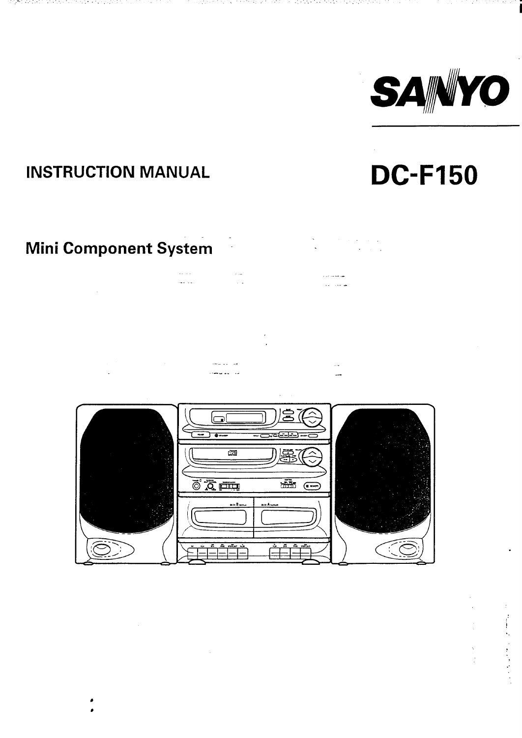SANYO

# INSTRUCTION MANUAL

# DC-F150

## Mini Component System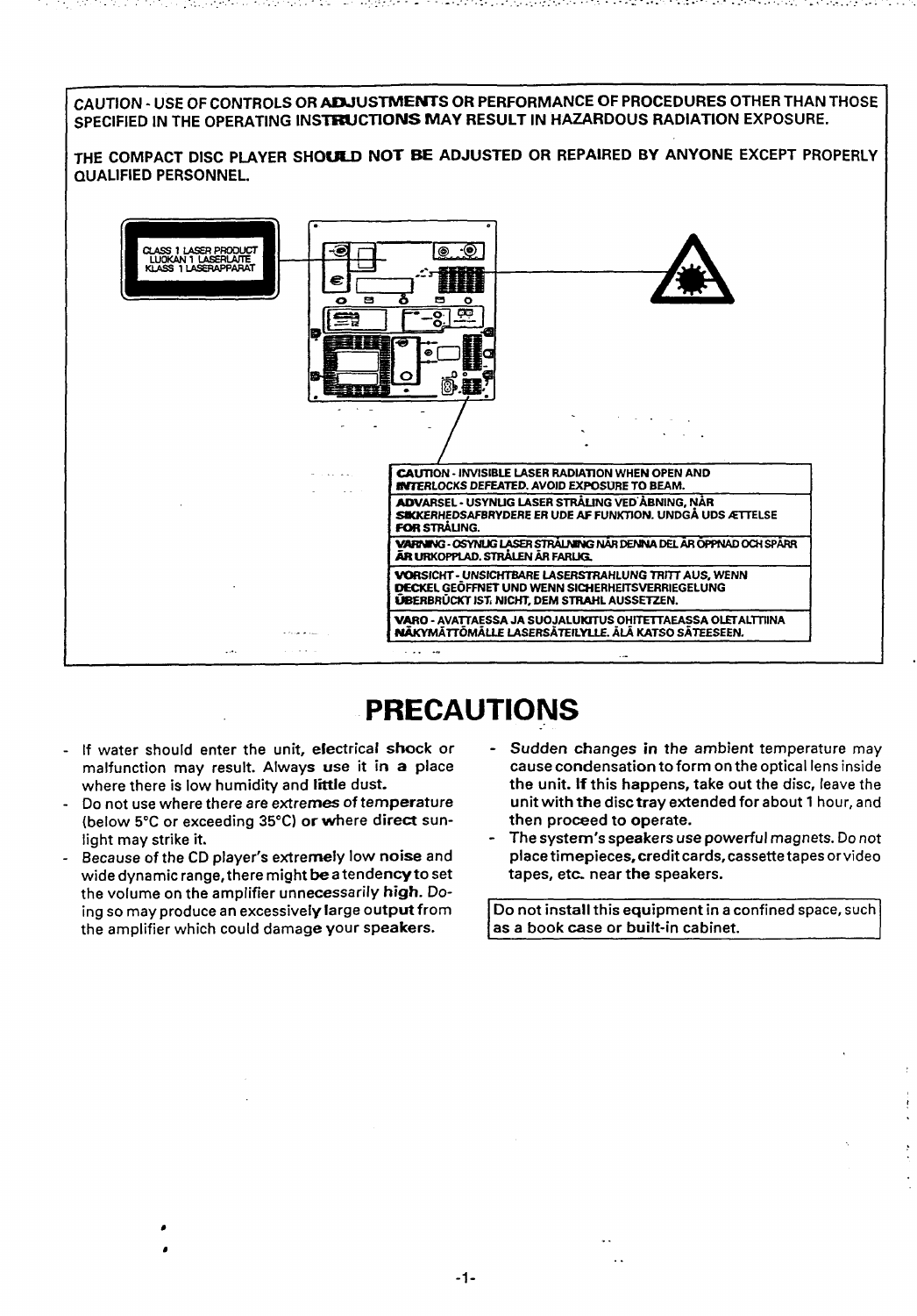CAUTION - USE OF CONTROLS OR ADJUSTMENTS OR PERFORMANCE OF PROCEDURES OTHER THAN THOSE SPECIFIED IN THE OPERATING INSTRUCTIONS MAY RESULT IN HAZARDOUS RADIATION EXPOSURE.

THE COMPACT DISC PLAYER SHOULD NOT BE ADJUSTED OR REPAIRED BY ANYONE EXCEPT PROPERLY QUALIFIED PERSONNEL.

CLASS 1 LASER PRODUCT
LUOKAN 1 LASERLAITE
KLASS 1 LASERAPPARAT

CAUTION - INVISIBLE LASER RADIATION WHEN OPEN AND INTERLOCKS DEFEATED. AVOID EXPOSURE TO BEAM.

ADVARSEL - USYNLIG LASER STRÅLING VED ÅBNING, NÅR SIKKERHEDSAFBRYDERE ER UDE AF FUNKTION. UNDGÅ UDSÆTTELSE FOR STRÅLING.

VARNING - OSYNLIG LASER STRÅLNING NÄR DENNA DEL ÄR ÖPPNAD OCH SPÄRR ÄR URKOPPLAD. STRÅLEN ÄR FARLIG.

VORSICHT - UNSICHTBARE LASERSTRAHLUNG TRITT AUS, WENN DECKEL GEÖFFNET UND WENN SICHERHEITSVERRIEGELUNG ÜBERBRÜCKT IST. NICHT, DEM STRAHL AUSSETZEN.

VARO - AVATTAESSA JA SUOJALUKITUS OHITETTAEASSA OLET ALTTIINA NÄKYMÄTTÖMÄLLE LASERSÄTEILYLLE. ÄLÄ KATSO SÄTEESEEN.

# PRECAUTIONS

- If water should enter the unit, electrical shock or malfunction may result. Always use it in a place where there is low humidity and little dust.
- Do not use where there are extremes of temperature (below 5°C or exceeding 35°C) or where direct sunlight may strike it.
- Because of the CD player's extremely low noise and wide dynamic range, there might be a tendency to set the volume on the amplifier unnecessarily high. Doing so may produce an excessively large output from the amplifier which could damage your speakers.
- Sudden changes in the ambient temperature may cause condensation to form on the optical lens inside the unit. If this happens, take out the disc, leave the unit with the disc tray extended for about 1 hour, and then proceed to operate.
- The system's speakers use powerful magnets. Do not place timepieces, credit cards, cassette tapes or video tapes, etc. near the speakers.

Do not install this equipment in a confined space, such as a book case or built-in cabinet.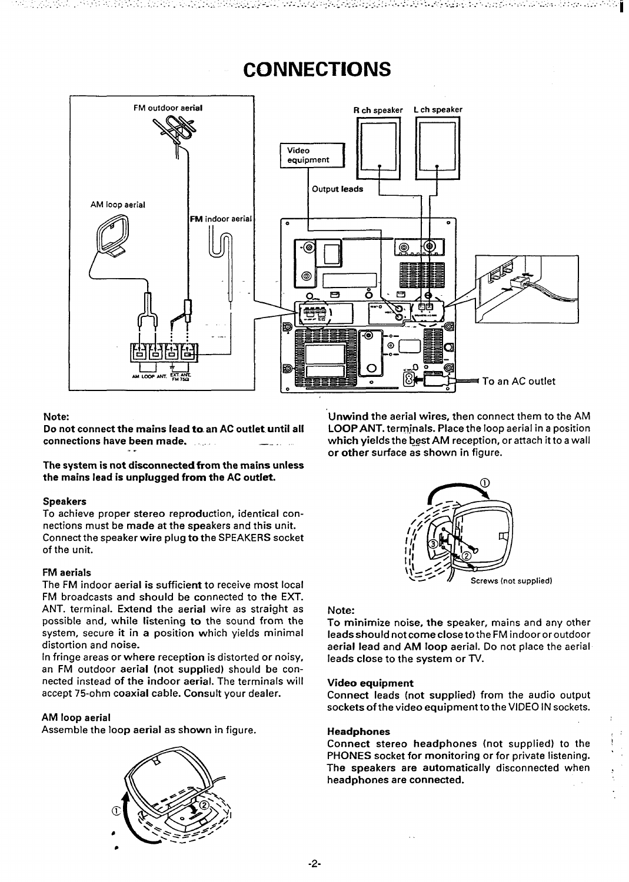# CONNECTIONS

FM outdoor aerial

AM loop aerial

FM indoor aerial

AM LOOP ANT. EXT. ANT. FM 75Ω

R ch speaker L ch speaker

Video equipment

Output leads

To an AC outlet

**Note:**

**Do not connect the mains lead to an AC outlet until all connections have been made.**

**The system is not disconnected from the mains unless the mains lead is unplugged from the AC outlet.**

### Speakers

To achieve proper stereo reproduction, identical connections must be made at the speakers and this unit.
Connect the speaker wire plug to the SPEAKERS socket of the unit.

### FM aerials

The FM indoor aerial is sufficient to receive most local FM broadcasts and should be connected to the EXT. ANT. terminal. Extend the aerial wire as straight as possible and, while listening to the sound from the system, secure it in a position which yields minimal distortion and noise.
In fringe areas or where reception is distorted or noisy, an FM outdoor aerial (not supplied) should be connected instead of the indoor aerial. The terminals will accept 75-ohm coaxial cable. Consult your dealer.

### AM loop aerial

Assemble the loop aerial as shown in figure.

Unwind the aerial wires, then connect them to the AM LOOP ANT. terminals. Place the loop aerial in a position which yields the best AM reception, or attach it to a wall or other surface as shown in figure.

Screws (not supplied)

**Note:**

**To minimize noise, the speaker, mains and any other leads should not come close to the FM indoor or outdoor aerial lead and AM loop aerial. Do not place the aerial leads close to the system or TV.**

### Video equipment

Connect leads (not supplied) from the audio output sockets of the video equipment to the VIDEO IN sockets.

### Headphones

Connect stereo headphones (not supplied) to the PHONES socket for monitoring or for private listening. The speakers are automatically disconnected when headphones are connected.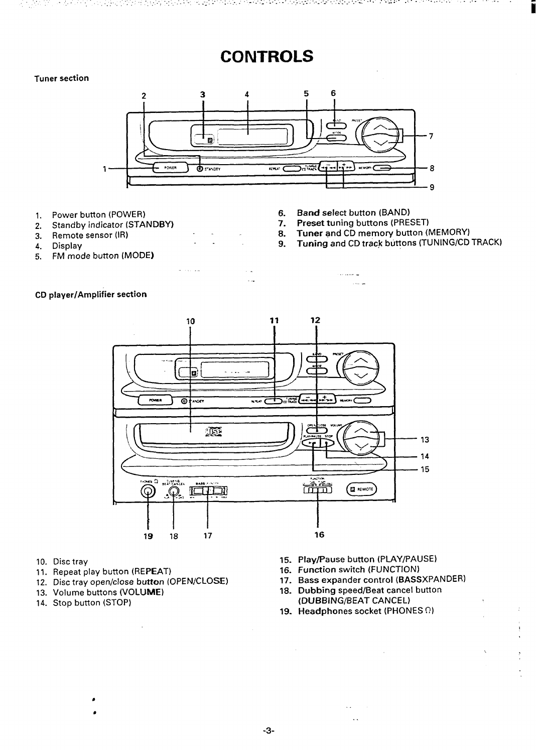# CONTROLS

## Tuner section

1. Power button (POWER)
2. Standby indicator (STANDBY)
3. Remote sensor (IR)
4. Display
5. FM mode button (MODE)
6. Band select button (BAND)
7. Preset tuning buttons (PRESET)
8. Tuner and CD memory button (MEMORY)
9. Tuning and CD track buttons (TUNING/CD TRACK)

## CD player/Amplifier section

10. Disc tray
11. Repeat play button (REPEAT)
12. Disc tray open/close button (OPEN/CLOSE)
13. Volume buttons (VOLUME)
14. Stop button (STOP)
15. Play/Pause button (PLAY/PAUSE)
16. Function switch (FUNCTION)
17. Bass expander control (BASSXPANDER)
18. Dubbing speed/Beat cancel button (DUBBING/BEAT CANCEL)
19. Headphones socket (PHONES Ω)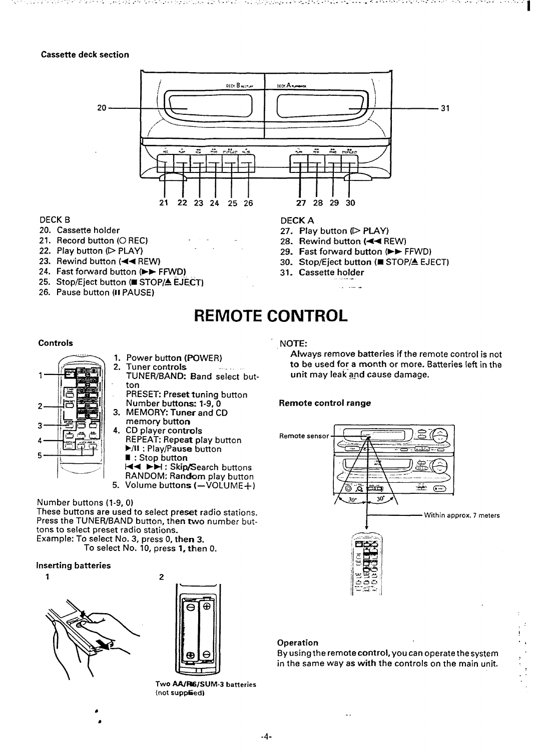**Cassette deck section**

DECK B

20. Cassette holder
21. Record button (O REC)
22. Play button (▷ PLAY)
23. Rewind button (◀◀ REW)
24. Fast forward button (▶▶ FFWD)
25. Stop/Eject button (■ STOP/⏏ EJECT)
26. Pause button (II PAUSE)

DECK A

27. Play button (▷ PLAY)
28. Rewind button (◀◀ REW)
29. Fast forward button (▶▶ FFWD)
30. Stop/Eject button (■ STOP/⏏ EJECT)
31. Cassette holder

# REMOTE CONTROL

**Controls**

1. Power button (POWER)
2. Tuner controls
   TUNER/BAND: Band select button
   PRESET: Preset tuning button
   Number buttons: 1-9, 0
3. MEMORY: Tuner and CD memory button
4. CD player controls
   REPEAT: Repeat play button
   ▶/II : Play/Pause button
   ■ : Stop button
   |◀◀ ▶▶| : Skip/Search buttons
   RANDOM: Random play button
5. Volume buttons (—VOLUME+)

Number buttons (1-9, 0)
These buttons are used to select preset radio stations. Press the TUNER/BAND button, then two number buttons to select preset radio stations.
Example: To select No. 3, press 0, then 3.
To select No. 10, press 1, then 0.

**Inserting batteries**

1

2

Two AA/R6/SUM-3 batteries (not supplied)

NOTE:
Always remove batteries if the remote control is not to be used for a month or more. Batteries left in the unit may leak and cause damage.

**Remote control range**

Remote sensor

30° 30°

Within approx. 7 meters

**Operation**
By using the remote control, you can operate the system in the same way as with the controls on the main unit.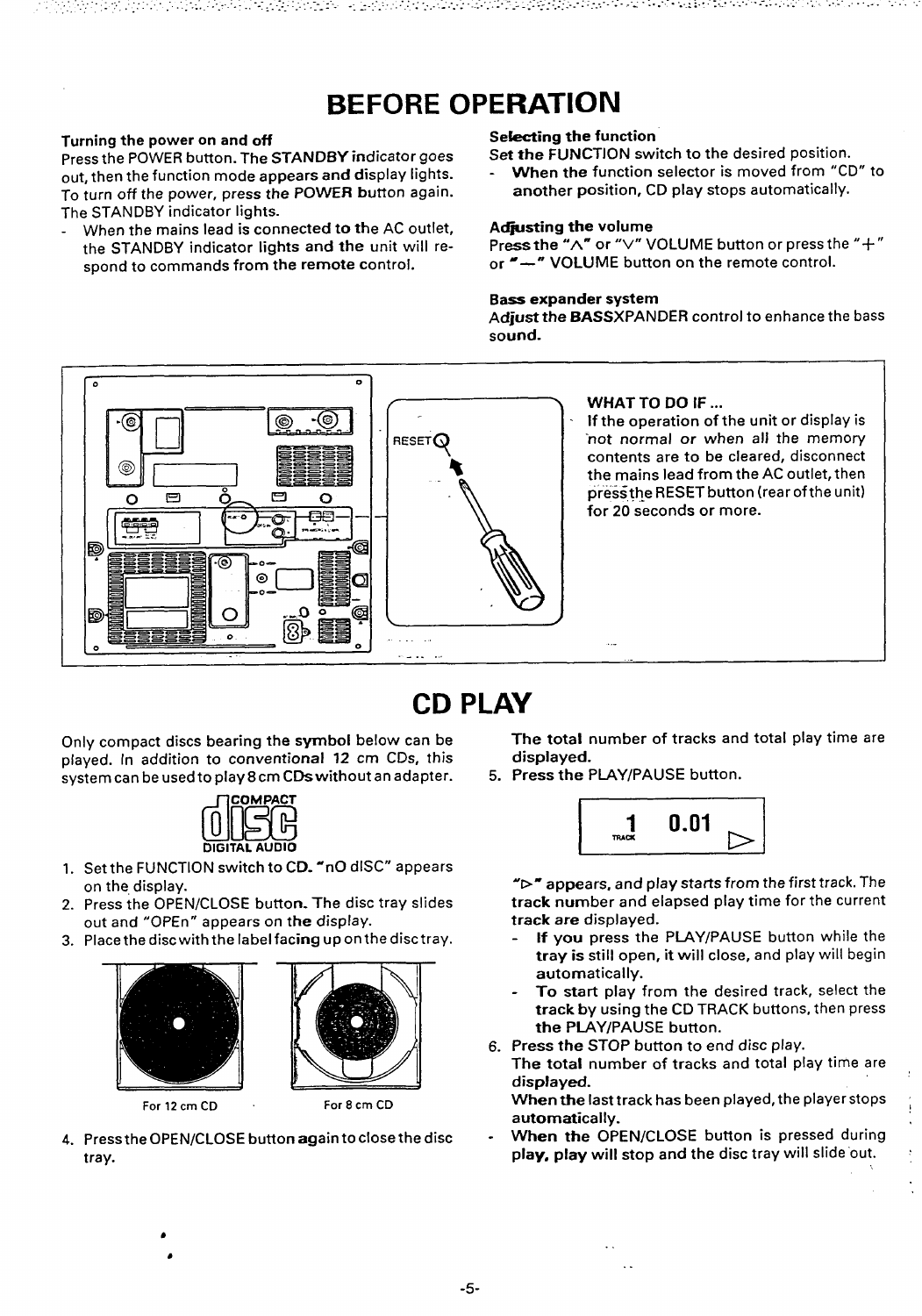# BEFORE OPERATION

**Turning the power on and off**

Press the POWER button. The STANDBY indicator goes out, then the function mode appears and display lights. To turn off the power, press the POWER button again. The STANDBY indicator lights.

- When the mains lead is connected to the AC outlet, the STANDBY indicator lights and the unit will respond to commands from the remote control.

**Selecting the function**

Set the FUNCTION switch to the desired position.

- When the function selector is moved from "CD" to another position, CD play stops automatically.

**Adjusting the volume**

Press the "∧" or "∨" VOLUME button or press the "+" or "—" VOLUME button on the remote control.

**Bass expander system**

Adjust the BASSXPANDER control to enhance the bass sound.

RESET

**WHAT TO DO IF ...**

If the operation of the unit or display is not normal or when all the memory contents are to be cleared, disconnect the mains lead from the AC outlet, then press the RESET button (rear of the unit) for 20 seconds or more.

# CD PLAY

Only compact discs bearing the symbol below can be played. In addition to conventional 12 cm CDs, this system can be used to play 8 cm CDs without an adapter.

COMPACT disc DIGITAL AUDIO

1. Set the FUNCTION switch to CD. "nO dISC" appears on the display.
2. Press the OPEN/CLOSE button. The disc tray slides out and "OPEn" appears on the display.
3. Place the disc with the label facing up on the disc tray.

For 12 cm CD　　For 8 cm CD

4. Press the OPEN/CLOSE button again to close the disc tray.

   The total number of tracks and total play time are displayed.

5. Press the PLAY/PAUSE button.

   1 0.01 ▷ (TRACK)

   "▷" appears, and play starts from the first track. The track number and elapsed play time for the current track are displayed.
   - If you press the PLAY/PAUSE button while the tray is still open, it will close, and play will begin automatically.
   - To start play from the desired track, select the track by using the CD TRACK buttons, then press the PLAY/PAUSE button.

6. Press the STOP button to end disc play.

   The total number of tracks and total play time are displayed.

   When the last track has been played, the player stops automatically.

- When the OPEN/CLOSE button is pressed during play, play will stop and the disc tray will slide out.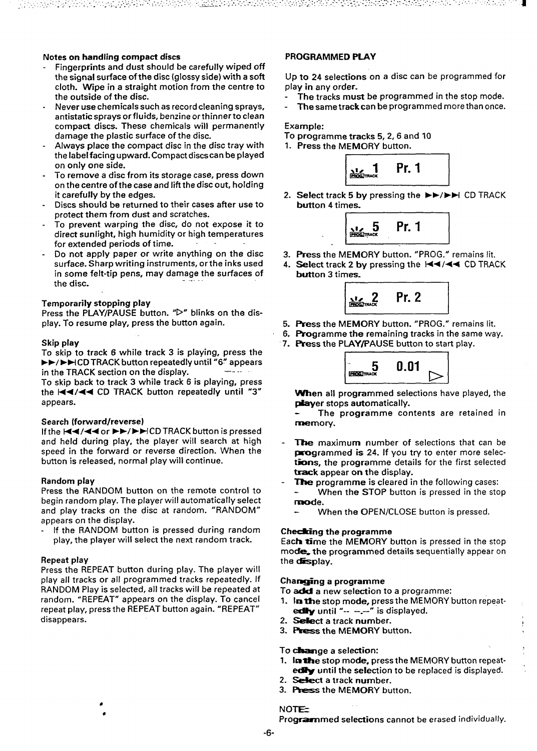### Notes on handling compact discs

- Fingerprints and dust should be carefully wiped off the signal surface of the disc (glossy side) with a soft cloth. Wipe in a straight motion from the centre to the outside of the disc.
- Never use chemicals such as record cleaning sprays, antistatic sprays or fluids, benzine or thinner to clean compact discs. These chemicals will permanently damage the plastic surface of the disc.
- Always place the compact disc in the disc tray with the label facing upward. Compact discs can be played on only one side.
- To remove a disc from its storage case, press down on the centre of the case and lift the disc out, holding it carefully by the edges.
- Discs should be returned to their cases after use to protect them from dust and scratches.
- To prevent warping the disc, do not expose it to direct sunlight, high humidity or high temperatures for extended periods of time.
- Do not apply paper or write anything on the disc surface. Sharp writing instruments, or the inks used in some felt-tip pens, may damage the surfaces of the disc.

### Temporarily stopping play

Press the PLAY/PAUSE button. "▷" blinks on the display. To resume play, press the button again.

### Skip play

To skip to track 6 while track 3 is playing, press the ►►/►►I CD TRACK button repeatedly until "6" appears in the TRACK section on the display.
To skip back to track 3 while track 6 is playing, press the I◄◄/◄◄ CD TRACK button repeatedly until "3" appears.

### Search (forward/reverse)

If the I◄◄/◄◄ or ►►/►►I CD TRACK button is pressed and held during play, the player will search at high speed in the forward or reverse direction. When the button is released, normal play will continue.

### Random play

Press the RANDOM button on the remote control to begin random play. The player will automatically select and play tracks on the disc at random. "RANDOM" appears on the display.

- If the RANDOM button is pressed during random play, the player will select the next random track.

### Repeat play

Press the REPEAT button during play. The player will play all tracks or all programmed tracks repeatedly. If RANDOM Play is selected, all tracks will be repeated at random. "REPEAT" appears on the display. To cancel repeat play, press the REPEAT button again. "REPEAT" disappears.

### PROGRAMMED PLAY

Up to 24 selections on a disc can be programmed for play in any order.

- The tracks must be programmed in the stop mode.
- The same track can be programmed more than once.

Example:
To programme tracks 5, 2, 6 and 10

1. Press the MEMORY button.

   PROG. TRACK 1 Pr. 1

2. Select track 5 by pressing the ►►/►►I CD TRACK button 4 times.

   PROG. TRACK 5 Pr. 1

3. Press the MEMORY button. "PROG." remains lit.
4. Select track 2 by pressing the I◄◄/◄◄ CD TRACK button 3 times.

   PROG. TRACK 2 Pr. 2

5. Press the MEMORY button. "PROG." remains lit.
6. Programme the remaining tracks in the same way.
7. Press the PLAY/PAUSE button to start play.

   PROG. TRACK 5 0.01 ▷

When all programmed selections have played, the player stops automatically.

- The programme contents are retained in memory.

- The maximum number of selections that can be programmed is 24. If you try to enter more selections, the programme details for the first selected track appear on the display.
- The programme is cleared in the following cases:
  - When the STOP button is pressed in the stop mode.
  - When the OPEN/CLOSE button is pressed.

### Checking the programme

Each time the MEMORY button is pressed in the stop mode, the programmed details sequentially appear on the display.

### Changing a programme

To add a new selection to a programme:

1. In the stop mode, press the MEMORY button repeatedly until "-- –.--" is displayed.
2. Select a track number.
3. Press the MEMORY button.

To change a selection:

1. In the stop mode, press the MEMORY button repeatedly until the selection to be replaced is displayed.
2. Select a track number.
3. Press the MEMORY button.

NOTE:
Programmed selections cannot be erased individually.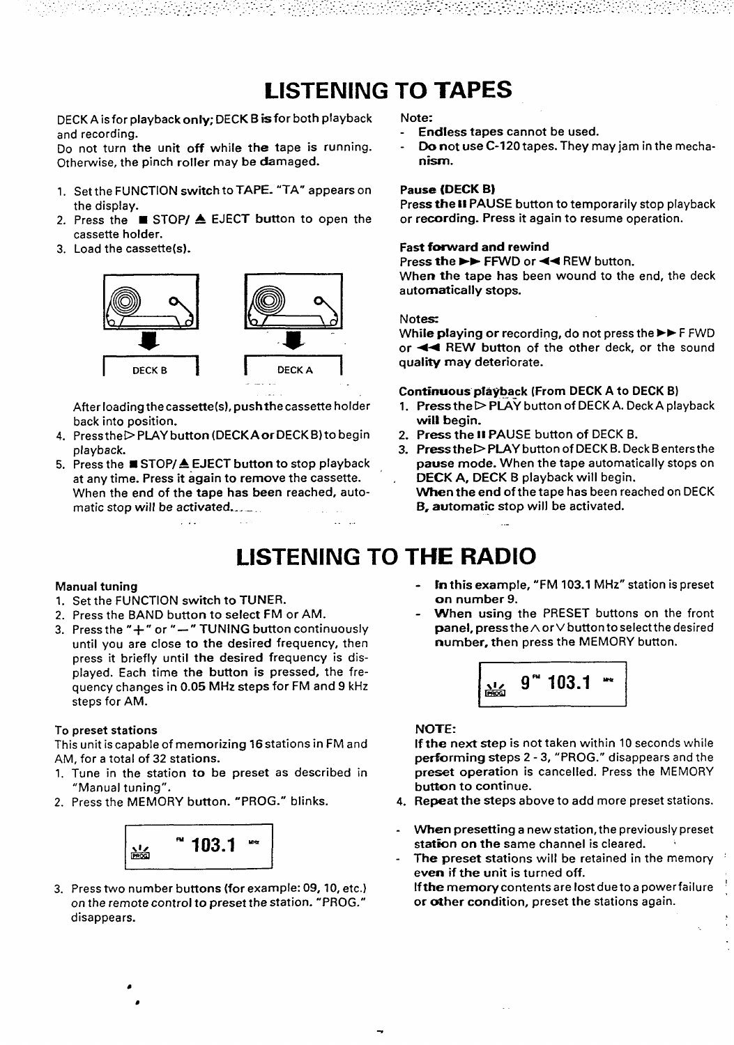# LISTENING TO TAPES

DECK A is for playback only; DECK B is for both playback and recording.
Do not turn the unit off while the tape is running. Otherwise, the pinch roller may be damaged.

1. Set the FUNCTION switch to TAPE. "TA" appears on the display.
2. Press the ■ STOP/ ≜ EJECT button to open the cassette holder.
3. Load the cassette(s).

DECK B　　DECK A

After loading the cassette(s), push the cassette holder back into position.

4. Press the ▷ PLAY button (DECK A or DECK B) to begin playback.
5. Press the ■ STOP/ ≜ EJECT button to stop playback at any time. Press it again to remove the cassette.
   When the end of the tape has been reached, automatic stop will be activated.

Note:
- Endless tapes cannot be used.
- Do not use C-120 tapes. They may jam in the mechanism.

**Pause (DECK B)**
Press the II PAUSE button to temporarily stop playback or recording. Press it again to resume operation.

**Fast forward and rewind**
Press the ►► FFWD or ◄◄ REW button.
When the tape has been wound to the end, the deck automatically stops.

Notes:
While playing or recording, do not press the ►► F FWD or ◄◄ REW button of the other deck, or the sound quality may deteriorate.

**Continuous playback (From DECK A to DECK B)**
1. Press the ▷ PLAY button of DECK A. Deck A playback will begin.
2. Press the II PAUSE button of DECK B.
3. Press the ▷ PLAY button of DECK B. Deck B enters the pause mode. When the tape automatically stops on DECK A, DECK B playback will begin.
   When the end of the tape has been reached on DECK B, automatic stop will be activated.

# LISTENING TO THE RADIO

**Manual tuning**
1. Set the FUNCTION switch to TUNER.
2. Press the BAND button to select FM or AM.
3. Press the "+" or "—" TUNING button continuously until you are close to the desired frequency, then press it briefly until the desired frequency is displayed. Each time the button is pressed, the frequency changes in 0.05 MHz steps for FM and 9 kHz steps for AM.

**To preset stations**
This unit is capable of memorizing 16 stations in FM and AM, for a total of 32 stations.
1. Tune in the station to be preset as described in "Manual tuning".
2. Press the MEMORY button. "PROG." blinks.

PROG　FM 103.1 MHz

3. Press two number buttons (for example: 09, 10, etc.) on the remote control to preset the station. "PROG." disappears.

- In this example, "FM 103.1 MHz" station is preset on number 9.
- When using the PRESET buttons on the front panel, press the ∧ or ∨ button to select the desired number, then press the MEMORY button.

PROG　9 FM 103.1 MHz

NOTE:
If the next step is not taken within 10 seconds while performing steps 2 - 3, "PROG." disappears and the preset operation is cancelled. Press the MEMORY button to continue.

4. Repeat the steps above to add more preset stations.

- When presetting a new station, the previously preset station on the same channel is cleared.
- The preset stations will be retained in the memory even if the unit is turned off.
  If the memory contents are lost due to a power failure or other condition, preset the stations again.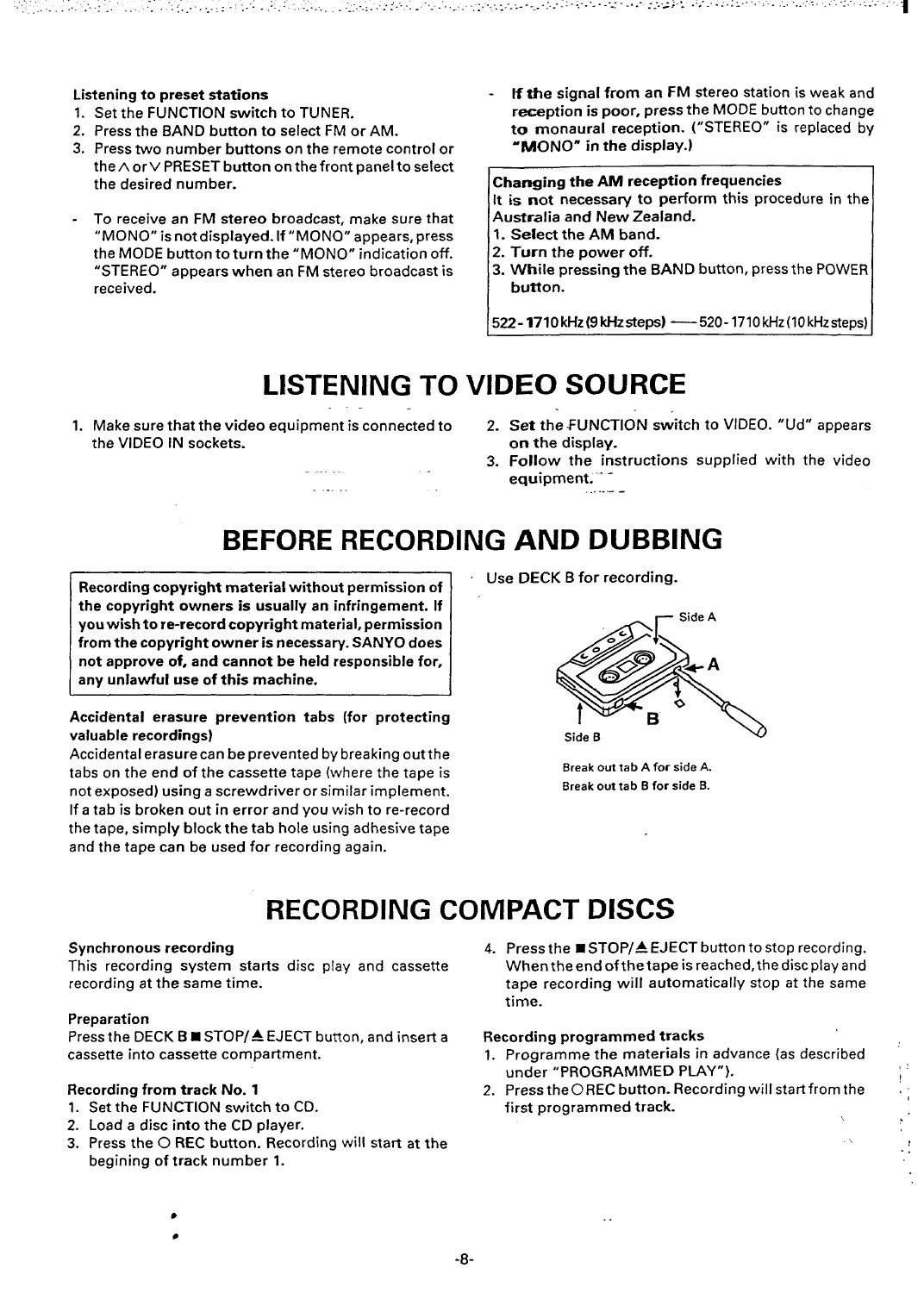**Listening to preset stations**

1. Set the FUNCTION switch to TUNER.
2. Press the BAND button to select FM or AM.
3. Press two number buttons on the remote control or the ∧ or ∨ PRESET button on the front panel to select the desired number.

- To receive an FM stereo broadcast, make sure that "MONO" is not displayed. If "MONO" appears, press the MODE button to turn the "MONO" indication off. "STEREO" appears when an FM stereo broadcast is received.
- If the signal from an FM stereo station is weak and reception is poor, press the MODE button to change to monaural reception. ("STEREO" is replaced by "MONO" in the display.)

**Changing the AM reception frequencies**

It is not necessary to perform this procedure in the Australia and New Zealand.

1. Select the AM band.
2. Turn the power off.
3. While pressing the BAND button, press the POWER button.

522 - 1710 kHz (9 kHz steps) —— 520 - 1710 kHz (10 kHz steps)

# LISTENING TO VIDEO SOURCE

1. Make sure that the video equipment is connected to the VIDEO IN sockets.
2. Set the FUNCTION switch to VIDEO. "Ud" appears on the display.
3. Follow the instructions supplied with the video equipment.

# BEFORE RECORDING AND DUBBING

**Recording copyright material without permission of the copyright owners is usually an infringement. If you wish to re-record copyright material, permission from the copyright owner is necessary. SANYO does not approve of, and cannot be held responsible for, any unlawful use of this machine.**

**Accidental erasure prevention tabs (for protecting valuable recordings)**

Accidental erasure can be prevented by breaking out the tabs on the end of the cassette tape (where the tape is not exposed) using a screwdriver or similar implement. If a tab is broken out in error and you wish to re-record the tape, simply block the tab hole using adhesive tape and the tape can be used for recording again.

Use DECK B for recording.

Side A

A

B

Side B

Break out tab A for side A.
Break out tab B for side B.

# RECORDING COMPACT DISCS

**Synchronous recording**

This recording system starts disc play and cassette recording at the same time.

**Preparation**

Press the DECK B ■ STOP/▲ EJECT button, and insert a cassette into cassette compartment.

**Recording from track No. 1**

1. Set the FUNCTION switch to CD.
2. Load a disc into the CD player.
3. Press the O REC button. Recording will start at the begining of track number 1.
4. Press the ■ STOP/▲ EJECT button to stop recording. When the end of the tape is reached, the disc play and tape recording will automatically stop at the same time.

**Recording programmed tracks**

1. Programme the materials in advance (as described under "PROGRAMMED PLAY").
2. Press the O REC button. Recording will start from the first programmed track.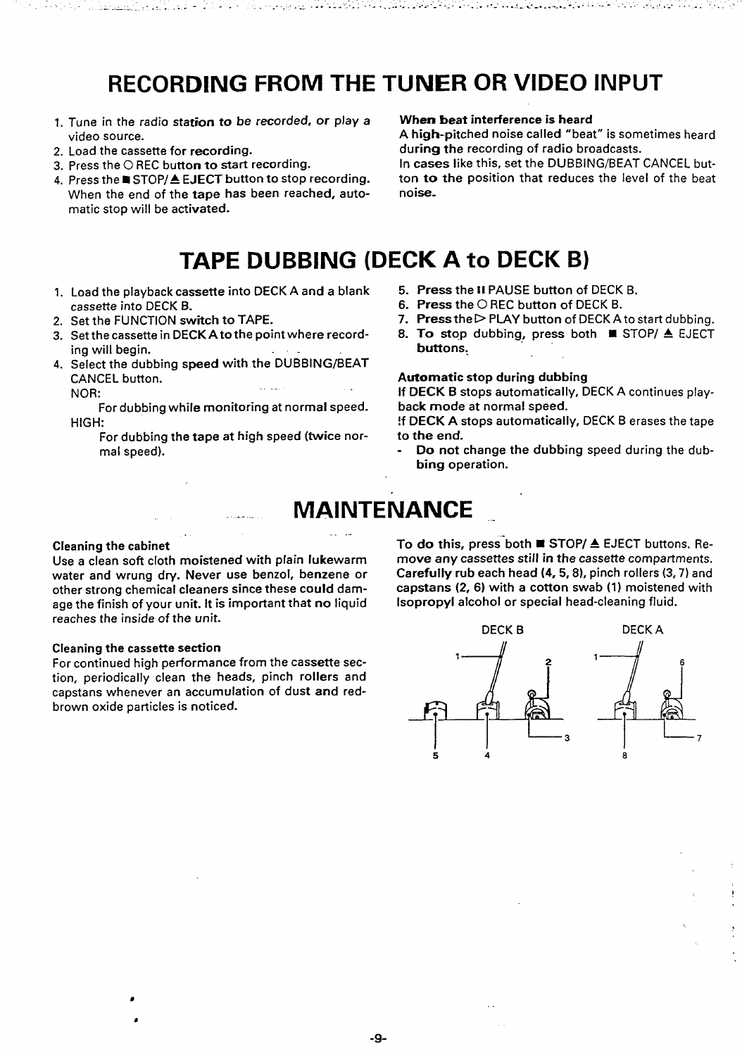# RECORDING FROM THE TUNER OR VIDEO INPUT

1. Tune in the radio station to be recorded, or play a video source.
2. Load the cassette for recording.
3. Press the ○ REC button to start recording.
4. Press the ■ STOP/≜ EJECT button to stop recording. When the end of the tape has been reached, automatic stop will be activated.

**When beat interference is heard**

A high-pitched noise called "beat" is sometimes heard during the recording of radio broadcasts.

In cases like this, set the DUBBING/BEAT CANCEL button to the position that reduces the level of the beat noise.

# TAPE DUBBING (DECK A to DECK B)

1. Load the playback cassette into DECK A and a blank cassette into DECK B.
2. Set the FUNCTION switch to TAPE.
3. Set the cassette in DECK A to the point where recording will begin.
4. Select the dubbing speed with the DUBBING/BEAT CANCEL button.
   NOR:
   For dubbing while monitoring at normal speed.
   HIGH:
   For dubbing the tape at high speed (twice normal speed).
5. **Press** the II PAUSE button of DECK B.
6. **Press** the ○ REC button of DECK B.
7. **Press** the ▷ PLAY button of DECK A to start dubbing.
8. **To stop dubbing, press both ■ STOP/ ≜ EJECT buttons.**

**Automatic stop during dubbing**

If DECK B stops automatically, DECK A continues playback mode at normal speed.

If DECK A stops automatically, DECK B erases the tape to the end.

- **Do not change the dubbing speed during the dubbing operation.**

# MAINTENANCE

**Cleaning the cabinet**

Use a clean soft cloth moistened with plain lukewarm water and wrung dry. Never use benzol, benzene or other strong chemical cleaners since these could damage the finish of your unit. It is important that no liquid reaches the inside of the unit.

**Cleaning the cassette section**

For continued high performance from the cassette section, periodically clean the heads, pinch rollers and capstans whenever an accumulation of dust and red-brown oxide particles is noticed.

To do this, press both ■ STOP/ ≜ EJECT buttons. Remove any cassettes still in the cassette compartments. Carefully rub each head (4, 5, 8), pinch rollers (3, 7) and capstans (2, 6) with a cotton swab (1) moistened with Isopropyl alcohol or special head-cleaning fluid.

DECK B DECK A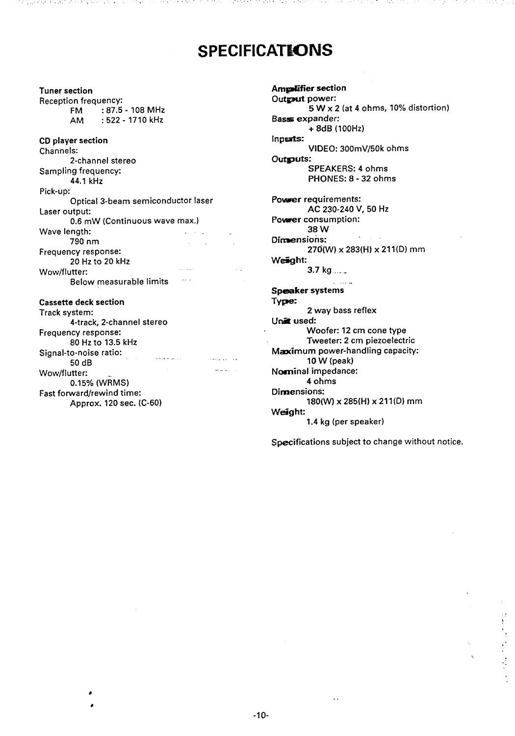# SPECIFICATIONS

**Tuner section**

Reception frequency:
- FM : 87.5 - 108 MHz
- AM : 522 - 1710 kHz

**CD player section**

Channels:
- 2-channel stereo

Sampling frequency:
- 44.1 kHz

Pick-up:
- Optical 3-beam semiconductor laser

Laser output:
- 0.6 mW (Continuous wave max.)

Wave length:
- 790 nm

Frequency response:
- 20 Hz to 20 kHz

Wow/flutter:
- Below measurable limits

**Cassette deck section**

Track system:
- 4-track, 2-channel stereo

Frequency response:
- 80 Hz to 13.5 kHz

Signal-to-noise ratio:
- 50 dB

Wow/flutter:
- 0.15% (WRMS)

Fast forward/rewind time:
- Approx. 120 sec. (C-60)

**Amplifier section**

Output power:
- 5 W x 2 (at 4 ohms, 10% distortion)

Bass expander:
- + 8dB (100Hz)

Inputs:
- VIDEO: 300mV/50k ohms

Outputs:
- SPEAKERS: 4 ohms
- PHONES: 8 - 32 ohms

Power requirements:
- AC 230-240 V, 50 Hz

Power consumption:
- 38 W

Dimensions:
- 270(W) x 283(H) x 211(D) mm

Weight:
- 3.7 kg

**Speaker systems**

Type:
- 2 way bass reflex

Unit used:
- Woofer: 12 cm cone type
- Tweeter: 2 cm piezoelectric

Maximum power-handling capacity:
- 10 W (peak)

Nominal impedance:
- 4 ohms

Dimensions:
- 180(W) x 285(H) x 211(D) mm

Weight:
- 1.4 kg (per speaker)

Specifications subject to change without notice.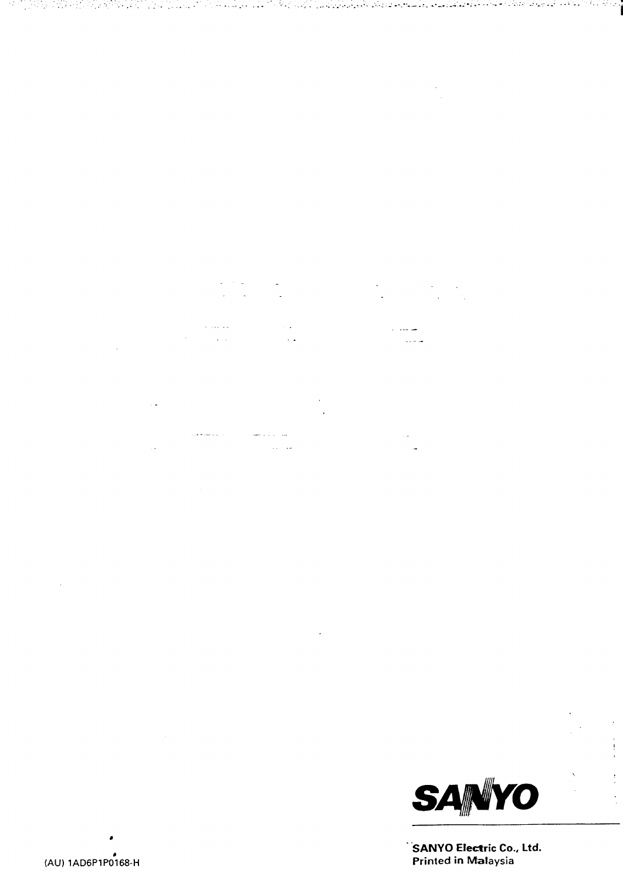SANYO

SANYO Electric Co., Ltd.
Printed in Malaysia

(AU) 1AD6P1P0168-H